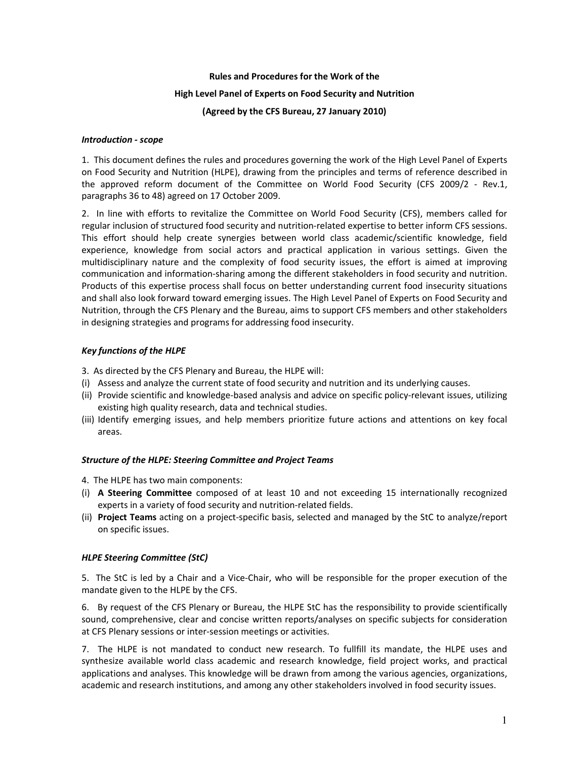# Rules and Procedures for the Work of the High Level Panel of Experts on Food Security and Nutrition

**(Agreed by the CFS Bureau, 27 January 2010)**

***Introduction - scope***

1. This document defines the rules and procedures governing the work of the High Level Panel of Experts on Food Security and Nutrition (HLPE), drawing from the principles and terms of reference described in the approved reform document of the Committee on World Food Security (CFS 2009/2 - Rev.1, paragraphs 36 to 48) agreed on 17 October 2009.

2. In line with efforts to revitalize the Committee on World Food Security (CFS), members called for regular inclusion of structured food security and nutrition-related expertise to better inform CFS sessions. This effort should help create synergies between world class academic/scientific knowledge, field experience, knowledge from social actors and practical application in various settings. Given the multidisciplinary nature and the complexity of food security issues, the effort is aimed at improving communication and information-sharing among the different stakeholders in food security and nutrition. Products of this expertise process shall focus on better understanding current food insecurity situations and shall also look forward toward emerging issues. The High Level Panel of Experts on Food Security and Nutrition, through the CFS Plenary and the Bureau, aims to support CFS members and other stakeholders in designing strategies and programs for addressing food insecurity.

***Key functions of the HLPE***

3. As directed by the CFS Plenary and Bureau, the HLPE will:

(i) Assess and analyze the current state of food security and nutrition and its underlying causes.
(ii) Provide scientific and knowledge-based analysis and advice on specific policy-relevant issues, utilizing existing high quality research, data and technical studies.
(iii) Identify emerging issues, and help members prioritize future actions and attentions on key focal areas.

***Structure of the HLPE: Steering Committee and Project Teams***

4. The HLPE has two main components:

(i) **A Steering Committee** composed of at least 10 and not exceeding 15 internationally recognized experts in a variety of food security and nutrition-related fields.
(ii) **Project Teams** acting on a project-specific basis, selected and managed by the StC to analyze/report on specific issues.

***HLPE Steering Committee (StC)***

5. The StC is led by a Chair and a Vice-Chair, who will be responsible for the proper execution of the mandate given to the HLPE by the CFS.

6. By request of the CFS Plenary or Bureau, the HLPE StC has the responsibility to provide scientifically sound, comprehensive, clear and concise written reports/analyses on specific subjects for consideration at CFS Plenary sessions or inter-session meetings or activities.

7. The HLPE is not mandated to conduct new research. To fullfill its mandate, the HLPE uses and synthesize available world class academic and research knowledge, field project works, and practical applications and analyses. This knowledge will be drawn from among the various agencies, organizations, academic and research institutions, and among any other stakeholders involved in food security issues.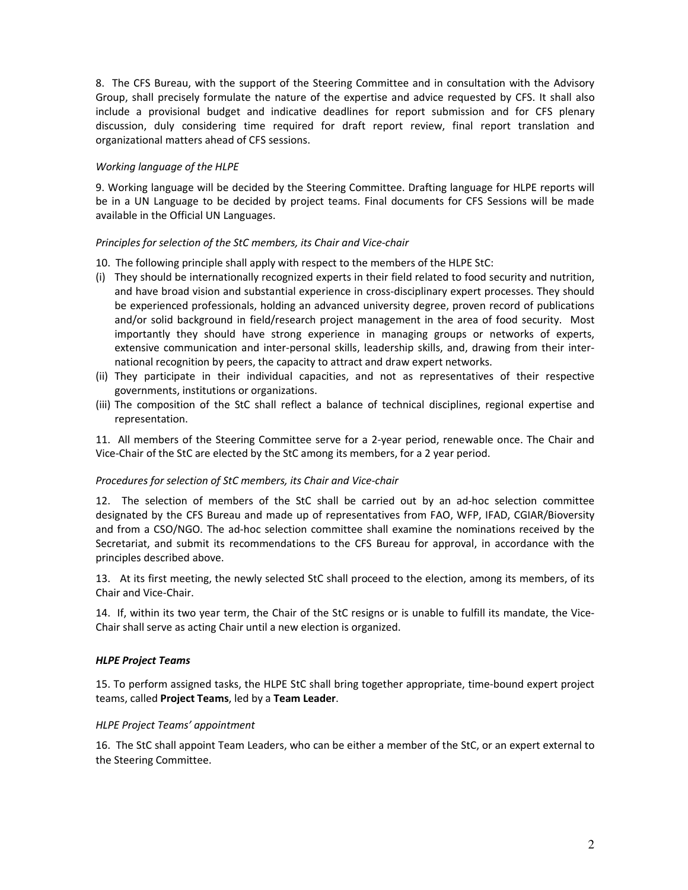8. The CFS Bureau, with the support of the Steering Committee and in consultation with the Advisory Group, shall precisely formulate the nature of the expertise and advice requested by CFS. It shall also include a provisional budget and indicative deadlines for report submission and for CFS plenary discussion, duly considering time required for draft report review, final report translation and organizational matters ahead of CFS sessions.

*Working language of the HLPE*

9. Working language will be decided by the Steering Committee. Drafting language for HLPE reports will be in a UN Language to be decided by project teams. Final documents for CFS Sessions will be made available in the Official UN Languages.

*Principles for selection of the StC members, its Chair and Vice-chair*

10. The following principle shall apply with respect to the members of the HLPE StC:

(i) They should be internationally recognized experts in their field related to food security and nutrition, and have broad vision and substantial experience in cross-disciplinary expert processes. They should be experienced professionals, holding an advanced university degree, proven record of publications and/or solid background in field/research project management in the area of food security. Most importantly they should have strong experience in managing groups or networks of experts, extensive communication and inter-personal skills, leadership skills, and, drawing from their international recognition by peers, the capacity to attract and draw expert networks.

(ii) They participate in their individual capacities, and not as representatives of their respective governments, institutions or organizations.

(iii) The composition of the StC shall reflect a balance of technical disciplines, regional expertise and representation.

11. All members of the Steering Committee serve for a 2-year period, renewable once. The Chair and Vice-Chair of the StC are elected by the StC among its members, for a 2 year period.

*Procedures for selection of StC members, its Chair and Vice-chair*

12. The selection of members of the StC shall be carried out by an ad-hoc selection committee designated by the CFS Bureau and made up of representatives from FAO, WFP, IFAD, CGIAR/Bioversity and from a CSO/NGO. The ad-hoc selection committee shall examine the nominations received by the Secretariat, and submit its recommendations to the CFS Bureau for approval, in accordance with the principles described above.

13. At its first meeting, the newly selected StC shall proceed to the election, among its members, of its Chair and Vice-Chair.

14. If, within its two year term, the Chair of the StC resigns or is unable to fulfill its mandate, the Vice-Chair shall serve as acting Chair until a new election is organized.

***HLPE Project Teams***

15. To perform assigned tasks, the HLPE StC shall bring together appropriate, time-bound expert project teams, called **Project Teams**, led by a **Team Leader**.

*HLPE Project Teams' appointment*

16. The StC shall appoint Team Leaders, who can be either a member of the StC, or an expert external to the Steering Committee.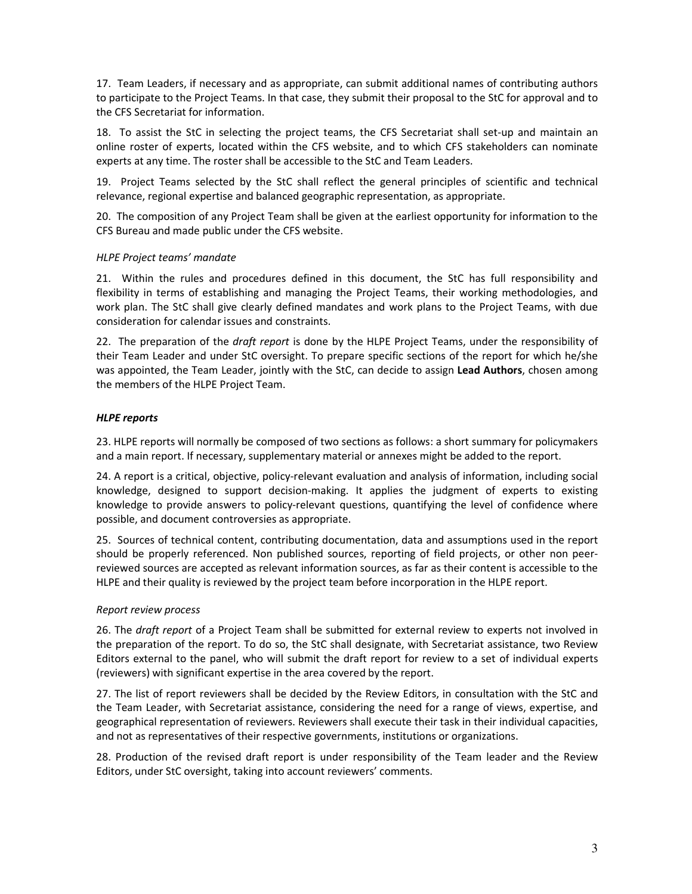17. Team Leaders, if necessary and as appropriate, can submit additional names of contributing authors to participate to the Project Teams. In that case, they submit their proposal to the StC for approval and to the CFS Secretariat for information.

18. To assist the StC in selecting the project teams, the CFS Secretariat shall set-up and maintain an online roster of experts, located within the CFS website, and to which CFS stakeholders can nominate experts at any time. The roster shall be accessible to the StC and Team Leaders.

19. Project Teams selected by the StC shall reflect the general principles of scientific and technical relevance, regional expertise and balanced geographic representation, as appropriate.

20. The composition of any Project Team shall be given at the earliest opportunity for information to the CFS Bureau and made public under the CFS website.

*HLPE Project teams' mandate*

21. Within the rules and procedures defined in this document, the StC has full responsibility and flexibility in terms of establishing and managing the Project Teams, their working methodologies, and work plan. The StC shall give clearly defined mandates and work plans to the Project Teams, with due consideration for calendar issues and constraints.

22. The preparation of the *draft report* is done by the HLPE Project Teams, under the responsibility of their Team Leader and under StC oversight. To prepare specific sections of the report for which he/she was appointed, the Team Leader, jointly with the StC, can decide to assign **Lead Authors**, chosen among the members of the HLPE Project Team.

***HLPE reports***

23. HLPE reports will normally be composed of two sections as follows: a short summary for policymakers and a main report. If necessary, supplementary material or annexes might be added to the report.

24. A report is a critical, objective, policy-relevant evaluation and analysis of information, including social knowledge, designed to support decision-making. It applies the judgment of experts to existing knowledge to provide answers to policy-relevant questions, quantifying the level of confidence where possible, and document controversies as appropriate.

25. Sources of technical content, contributing documentation, data and assumptions used in the report should be properly referenced. Non published sources, reporting of field projects, or other non peer-reviewed sources are accepted as relevant information sources, as far as their content is accessible to the HLPE and their quality is reviewed by the project team before incorporation in the HLPE report.

*Report review process*

26. The *draft report* of a Project Team shall be submitted for external review to experts not involved in the preparation of the report. To do so, the StC shall designate, with Secretariat assistance, two Review Editors external to the panel, who will submit the draft report for review to a set of individual experts (reviewers) with significant expertise in the area covered by the report.

27. The list of report reviewers shall be decided by the Review Editors, in consultation with the StC and the Team Leader, with Secretariat assistance, considering the need for a range of views, expertise, and geographical representation of reviewers. Reviewers shall execute their task in their individual capacities, and not as representatives of their respective governments, institutions or organizations.

28. Production of the revised draft report is under responsibility of the Team leader and the Review Editors, under StC oversight, taking into account reviewers' comments.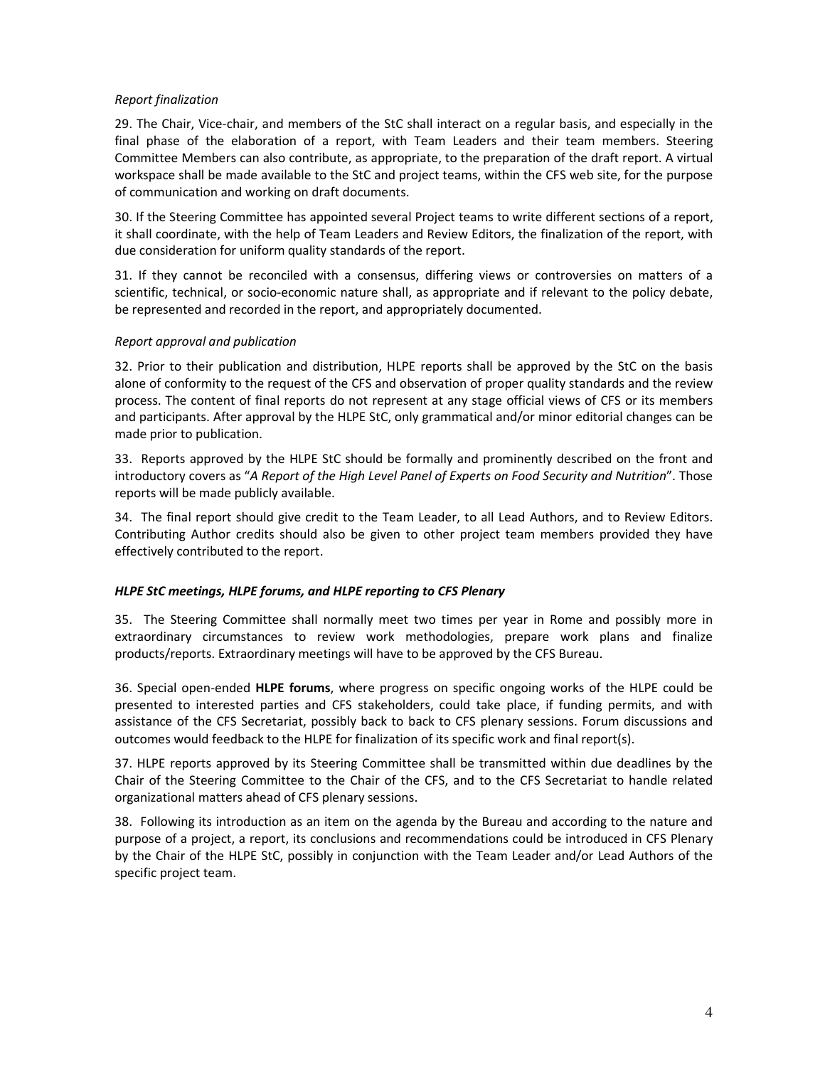*Report finalization*

29. The Chair, Vice-chair, and members of the StC shall interact on a regular basis, and especially in the final phase of the elaboration of a report, with Team Leaders and their team members. Steering Committee Members can also contribute, as appropriate, to the preparation of the draft report. A virtual workspace shall be made available to the StC and project teams, within the CFS web site, for the purpose of communication and working on draft documents.

30. If the Steering Committee has appointed several Project teams to write different sections of a report, it shall coordinate, with the help of Team Leaders and Review Editors, the finalization of the report, with due consideration for uniform quality standards of the report.

31. If they cannot be reconciled with a consensus, differing views or controversies on matters of a scientific, technical, or socio-economic nature shall, as appropriate and if relevant to the policy debate, be represented and recorded in the report, and appropriately documented.

*Report approval and publication*

32. Prior to their publication and distribution, HLPE reports shall be approved by the StC on the basis alone of conformity to the request of the CFS and observation of proper quality standards and the review process. The content of final reports do not represent at any stage official views of CFS or its members and participants. After approval by the HLPE StC, only grammatical and/or minor editorial changes can be made prior to publication.

33. Reports approved by the HLPE StC should be formally and prominently described on the front and introductory covers as "*A Report of the High Level Panel of Experts on Food Security and Nutrition*". Those reports will be made publicly available.

34. The final report should give credit to the Team Leader, to all Lead Authors, and to Review Editors. Contributing Author credits should also be given to other project team members provided they have effectively contributed to the report.

***HLPE StC meetings, HLPE forums, and HLPE reporting to CFS Plenary***

35. The Steering Committee shall normally meet two times per year in Rome and possibly more in extraordinary circumstances to review work methodologies, prepare work plans and finalize products/reports. Extraordinary meetings will have to be approved by the CFS Bureau.

36. Special open-ended **HLPE forums**, where progress on specific ongoing works of the HLPE could be presented to interested parties and CFS stakeholders, could take place, if funding permits, and with assistance of the CFS Secretariat, possibly back to back to CFS plenary sessions. Forum discussions and outcomes would feedback to the HLPE for finalization of its specific work and final report(s).

37. HLPE reports approved by its Steering Committee shall be transmitted within due deadlines by the Chair of the Steering Committee to the Chair of the CFS, and to the CFS Secretariat to handle related organizational matters ahead of CFS plenary sessions.

38. Following its introduction as an item on the agenda by the Bureau and according to the nature and purpose of a project, a report, its conclusions and recommendations could be introduced in CFS Plenary by the Chair of the HLPE StC, possibly in conjunction with the Team Leader and/or Lead Authors of the specific project team.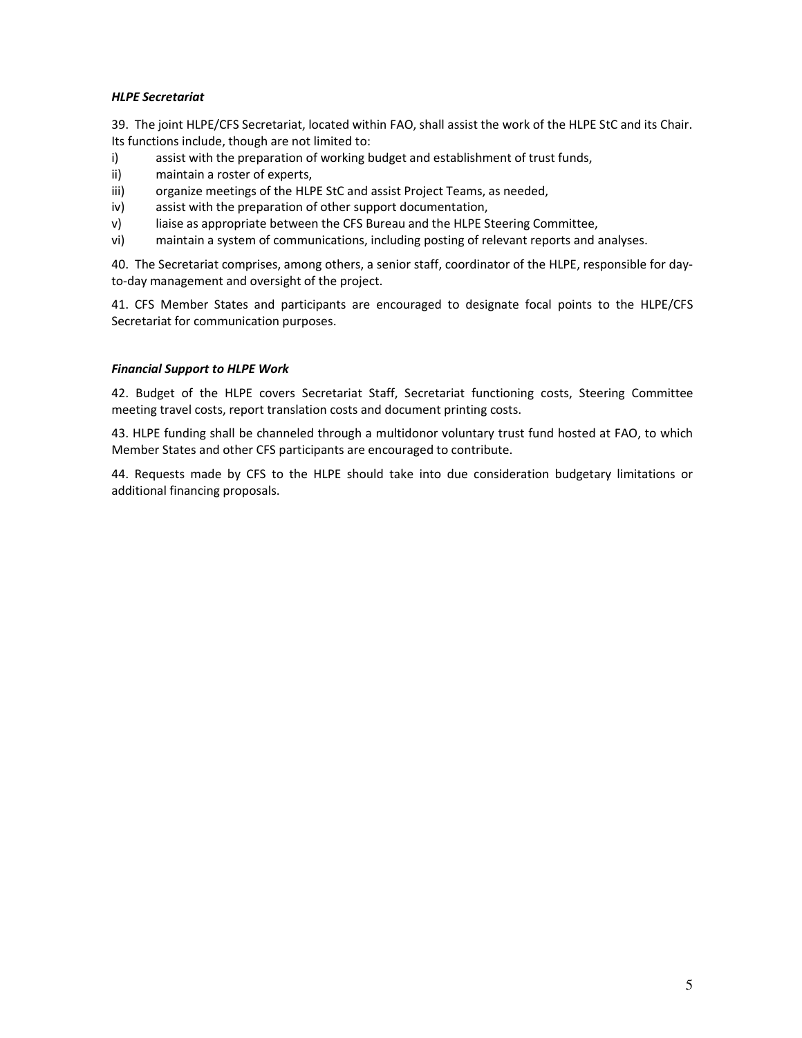***HLPE Secretariat***

39. The joint HLPE/CFS Secretariat, located within FAO, shall assist the work of the HLPE StC and its Chair. Its functions include, though are not limited to:

i) assist with the preparation of working budget and establishment of trust funds,

ii) maintain a roster of experts,

iii) organize meetings of the HLPE StC and assist Project Teams, as needed,

iv) assist with the preparation of other support documentation,

v) liaise as appropriate between the CFS Bureau and the HLPE Steering Committee,

vi) maintain a system of communications, including posting of relevant reports and analyses.

40. The Secretariat comprises, among others, a senior staff, coordinator of the HLPE, responsible for day-to-day management and oversight of the project.

41. CFS Member States and participants are encouraged to designate focal points to the HLPE/CFS Secretariat for communication purposes.

***Financial Support to HLPE Work***

42. Budget of the HLPE covers Secretariat Staff, Secretariat functioning costs, Steering Committee meeting travel costs, report translation costs and document printing costs.

43. HLPE funding shall be channeled through a multidonor voluntary trust fund hosted at FAO, to which Member States and other CFS participants are encouraged to contribute.

44. Requests made by CFS to the HLPE should take into due consideration budgetary limitations or additional financing proposals.